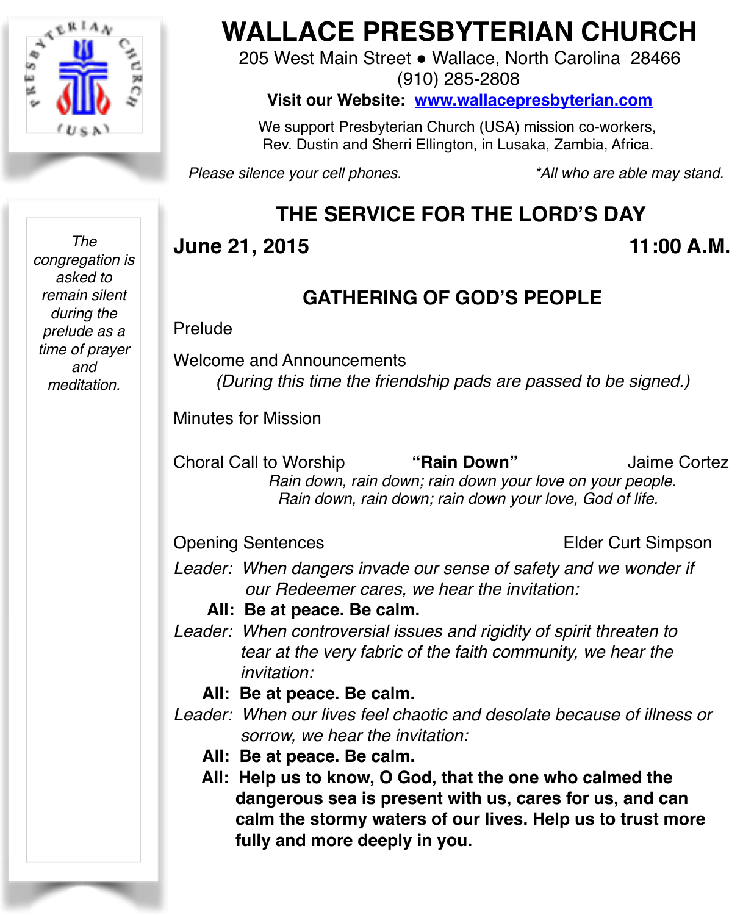# WALLACE PRESBYTERIAN CHURCH

205 West Main Street ● Wallace, North Carolina 28466
(910) 285-2808

**Visit our Website: www.wallacepresbyterian.com**

We support Presbyterian Church (USA) mission co-workers, Rev. Dustin and Sherri Ellington, in Lusaka, Zambia, Africa.

*Please silence your cell phones.* *All who are able may stand.

*The congregation is asked to remain silent during the prelude as a time of prayer and meditation.*

## THE SERVICE FOR THE LORD'S DAY

**June 21, 2015** **11:00 A.M.**

### GATHERING OF GOD'S PEOPLE

Prelude

Welcome and Announcements
*(During this time the friendship pads are passed to be signed.)*

Minutes for Mission

Choral Call to Worship **"Rain Down"** Jaime Cortez
*Rain down, rain down; rain down your love on your people.*
*Rain down, rain down; rain down your love, God of life.*

Opening Sentences Elder Curt Simpson

*Leader: When dangers invade our sense of safety and we wonder if our Redeemer cares, we hear the invitation:*

**All: Be at peace. Be calm.**

*Leader: When controversial issues and rigidity of spirit threaten to tear at the very fabric of the faith community, we hear the invitation:*

**All: Be at peace. Be calm.**

*Leader: When our lives feel chaotic and desolate because of illness or sorrow, we hear the invitation:*

**All: Be at peace. Be calm.**

**All: Help us to know, O God, that the one who calmed the dangerous sea is present with us, cares for us, and can calm the stormy waters of our lives. Help us to trust more fully and more deeply in you.**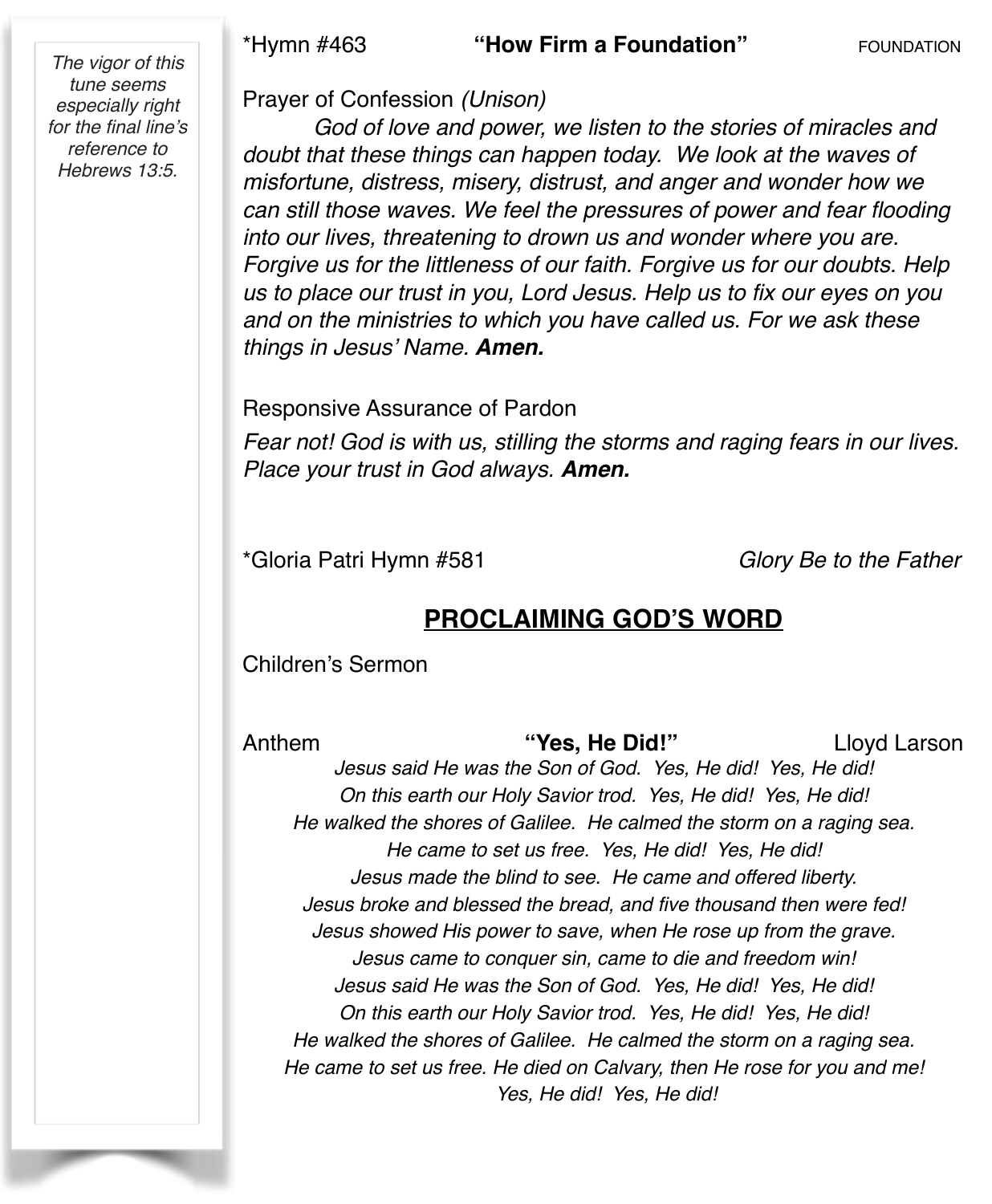*The vigor of this tune seems especially right for the final line's reference to Hebrews 13:5.*

*Hymn #463 **"How Firm a Foundation"** FOUNDATION

Prayer of Confession *(Unison)*

*God of love and power, we listen to the stories of miracles and doubt that these things can happen today. We look at the waves of misfortune, distress, misery, distrust, and anger and wonder how we can still those waves. We feel the pressures of power and fear flooding into our lives, threatening to drown us and wonder where you are. Forgive us for the littleness of our faith. Forgive us for our doubts. Help us to place our trust in you, Lord Jesus. Help us to fix our eyes on you and on the ministries to which you have called us. For we ask these things in Jesus' Name.* ***Amen.***

Responsive Assurance of Pardon

*Fear not! God is with us, stilling the storms and raging fears in our lives. Place your trust in God always.* ***Amen.***

*Gloria Patri Hymn #581 *Glory Be to the Father*

## PROCLAIMING GOD'S WORD

Children's Sermon

Anthem **"Yes, He Did!"** Lloyd Larson

*Jesus said He was the Son of God. Yes, He did! Yes, He did!*
*On this earth our Holy Savior trod. Yes, He did! Yes, He did!*
*He walked the shores of Galilee. He calmed the storm on a raging sea.*
*He came to set us free. Yes, He did! Yes, He did!*
*Jesus made the blind to see. He came and offered liberty.*
*Jesus broke and blessed the bread, and five thousand then were fed!*
*Jesus showed His power to save, when He rose up from the grave.*
*Jesus came to conquer sin, came to die and freedom win!*
*Jesus said He was the Son of God. Yes, He did! Yes, He did!*
*On this earth our Holy Savior trod. Yes, He did! Yes, He did!*
*He walked the shores of Galilee. He calmed the storm on a raging sea.*
*He came to set us free. He died on Calvary, then He rose for you and me!*
*Yes, He did! Yes, He did!*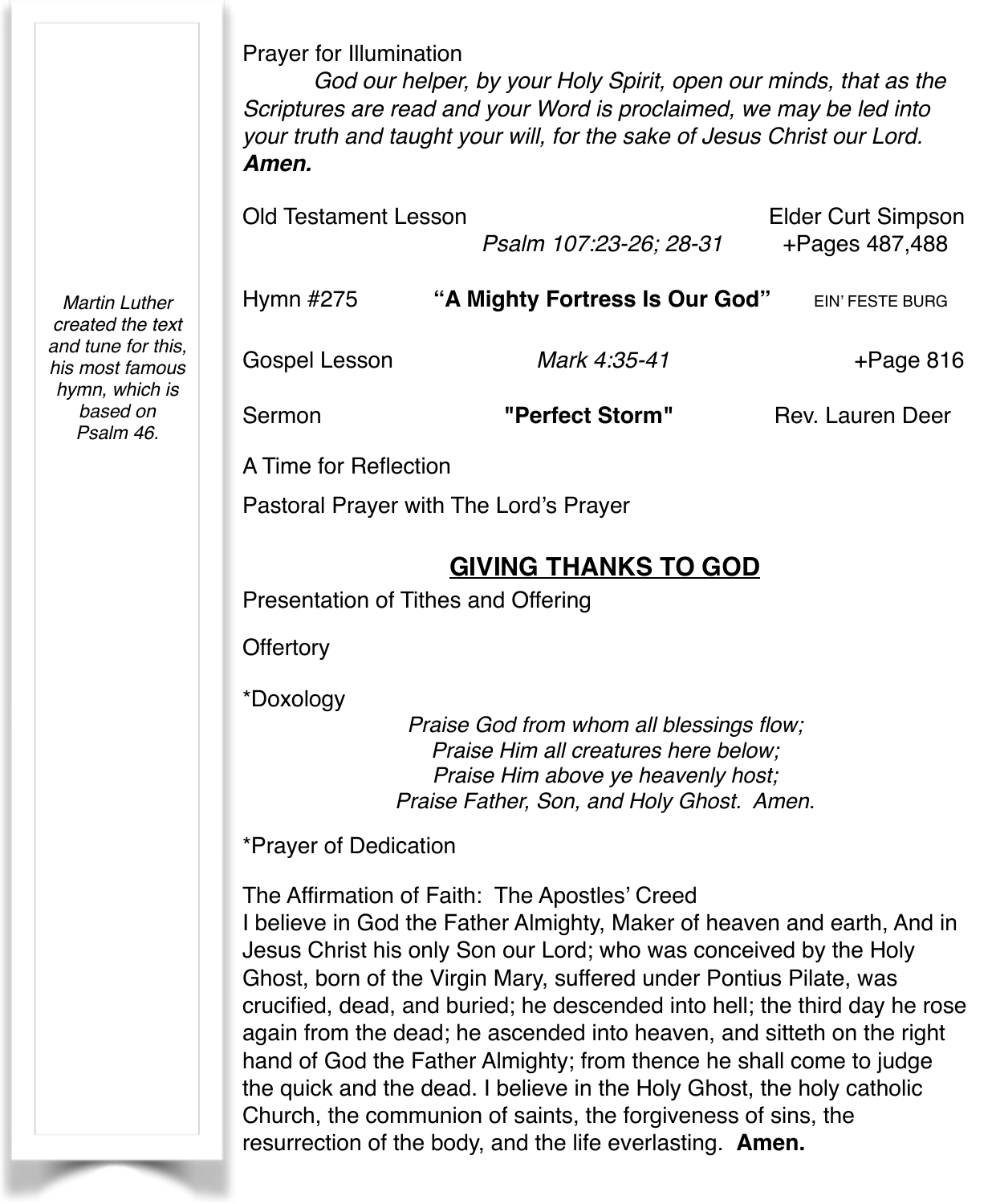Prayer for Illumination

*God our helper, by your Holy Spirit, open our minds, that as the Scriptures are read and your Word is proclaimed, we may be led into your truth and taught your will, for the sake of Jesus Christ our Lord.* ***Amen.***

Old Testament Lesson — Elder Curt Simpson
*Psalm 107:23-26; 28-31* — +Pages 487,488

Hymn #275 **"A Mighty Fortress Is Our God"** EIN' FESTE BURG

*Martin Luther created the text and tune for this, his most famous hymn, which is based on Psalm 46.*

Gospel Lesson *Mark 4:35-41* +Page 816

Sermon **"Perfect Storm"** Rev. Lauren Deer

A Time for Reflection

Pastoral Prayer with The Lord's Prayer

## GIVING THANKS TO GOD

Presentation of Tithes and Offering

Offertory

*Doxology

*Praise God from whom all blessings flow;*
*Praise Him all creatures here below;*
*Praise Him above ye heavenly host;*
*Praise Father, Son, and Holy Ghost. Amen.*

*Prayer of Dedication

The Affirmation of Faith: The Apostles' Creed
I believe in God the Father Almighty, Maker of heaven and earth, And in Jesus Christ his only Son our Lord; who was conceived by the Holy Ghost, born of the Virgin Mary, suffered under Pontius Pilate, was crucified, dead, and buried; he descended into hell; the third day he rose again from the dead; he ascended into heaven, and sitteth on the right hand of God the Father Almighty; from thence he shall come to judge the quick and the dead. I believe in the Holy Ghost, the holy catholic Church, the communion of saints, the forgiveness of sins, the resurrection of the body, and the life everlasting. **Amen.**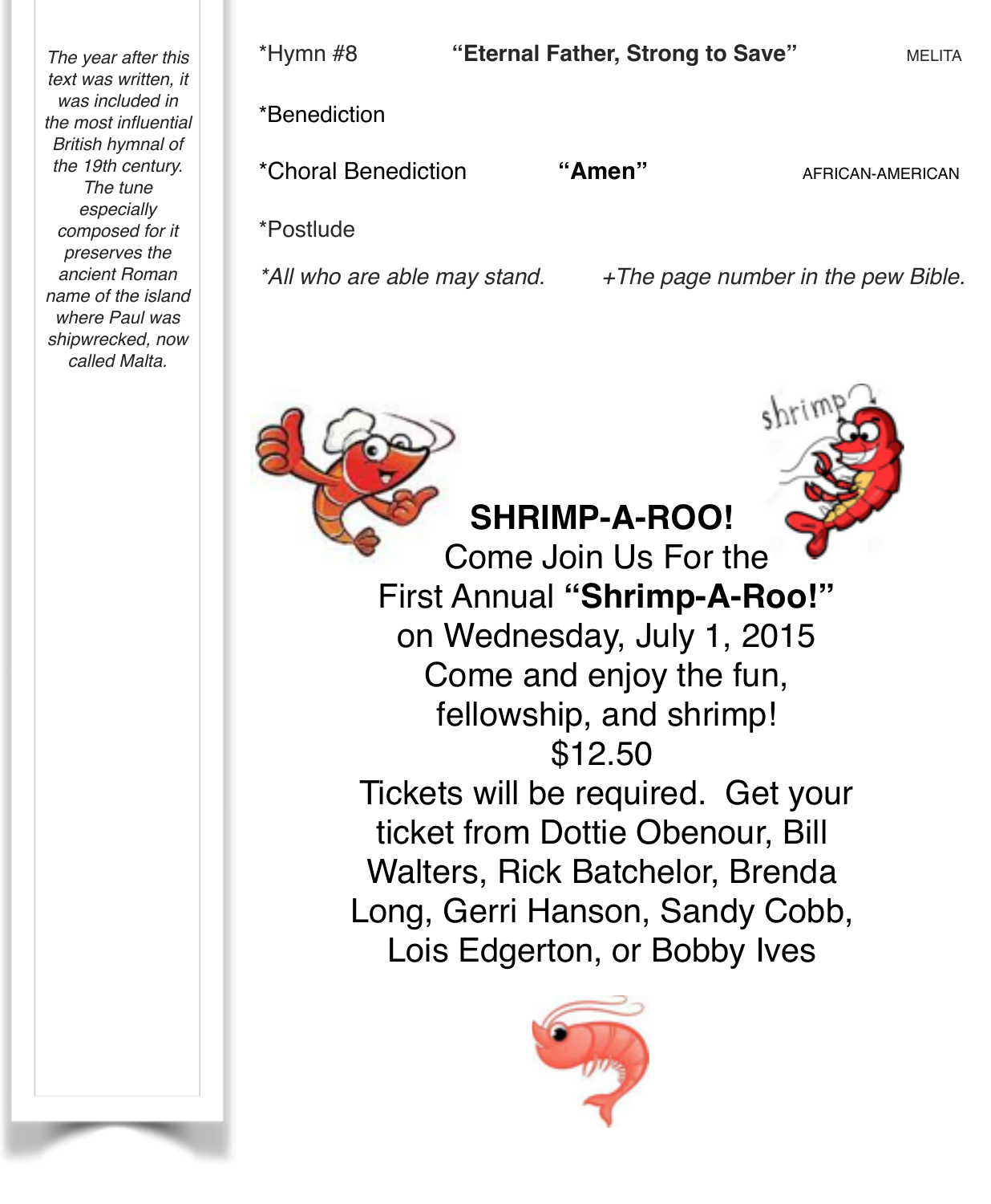*The year after this text was written, it was included in the most influential British hymnal of the 19th century. The tune especially composed for it preserves the ancient Roman name of the island where Paul was shipwrecked, now called Malta.*

*Hymn #8 **"Eternal Father, Strong to Save"** MELITA

*Benediction

*Choral Benediction **"Amen"** AFRICAN-AMERICAN

*Postlude

*\*All who are able may stand.* *+The page number in the pew Bible.*

**SHRIMP-A-ROO!**

Come Join Us For the

First Annual **"Shrimp-A-Roo!"**

on Wednesday, July 1, 2015

Come and enjoy the fun,

fellowship, and shrimp!

$12.50

Tickets will be required. Get your ticket from Dottie Obenour, Bill Walters, Rick Batchelor, Brenda Long, Gerri Hanson, Sandy Cobb, Lois Edgerton, or Bobby Ives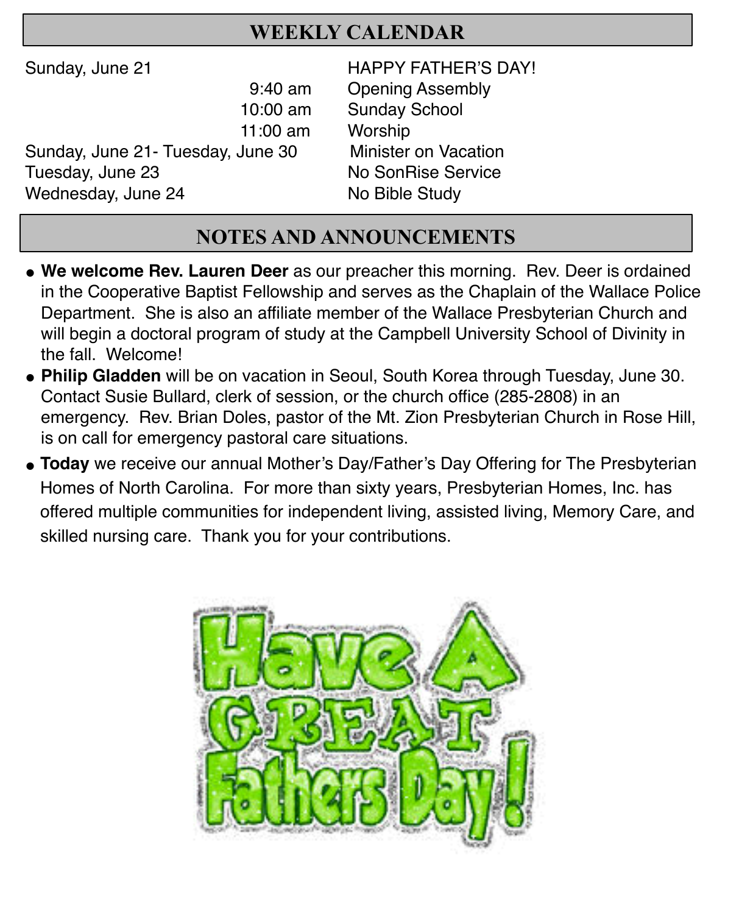## WEEKLY CALENDAR

| | | |
|---|---|---|
| Sunday, June 21 | | HAPPY FATHER'S DAY! |
| | 9:40 am | Opening Assembly |
| | 10:00 am | Sunday School |
| | 11:00 am | Worship |
| Sunday, June 21- Tuesday, June 30 | | Minister on Vacation |
| Tuesday, June 23 | | No SonRise Service |
| Wednesday, June 24 | | No Bible Study |

## NOTES AND ANNOUNCEMENTS

- **We welcome Rev. Lauren Deer** as our preacher this morning. Rev. Deer is ordained in the Cooperative Baptist Fellowship and serves as the Chaplain of the Wallace Police Department. She is also an affiliate member of the Wallace Presbyterian Church and will begin a doctoral program of study at the Campbell University School of Divinity in the fall. Welcome!
- **Philip Gladden** will be on vacation in Seoul, South Korea through Tuesday, June 30. Contact Susie Bullard, clerk of session, or the church office (285-2808) in an emergency. Rev. Brian Doles, pastor of the Mt. Zion Presbyterian Church in Rose Hill, is on call for emergency pastoral care situations.
- **Today** we receive our annual Mother's Day/Father's Day Offering for The Presbyterian Homes of North Carolina. For more than sixty years, Presbyterian Homes, Inc. has offered multiple communities for independent living, assisted living, Memory Care, and skilled nursing care. Thank you for your contributions.

Have A GREAT Fathers Day!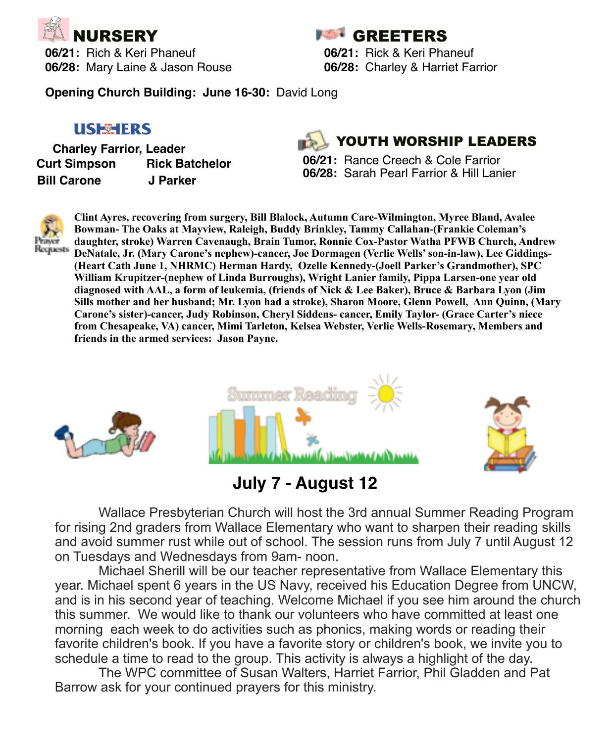## NURSERY

**06/21:** Rich & Keri Phaneuf
**06/28:** Mary Laine & Jason Rouse

## GREETERS

**06/21:** Rick & Keri Phaneuf
**06/28:** Charley & Harriet Farrior

**Opening Church Building: June 16-30:** David Long

## USHERS

**Charley Farrior, Leader**

**Curt Simpson** **Rick Batchelor**
**Bill Carone** **J Parker**

## YOUTH WORSHIP LEADERS

**06/21:** Rance Creech & Cole Farrior
**06/28:** Sarah Pearl Farrior & Hill Lanier

Prayer Requests

**Clint Ayres, recovering from surgery, Bill Blalock, Autumn Care-Wilmington, Myree Bland, Avalee Bowman- The Oaks at Mayview, Raleigh, Buddy Brinkley, Tammy Callahan-(Frankie Coleman's daughter, stroke) Warren Cavenaugh, Brain Tumor, Ronnie Cox-Pastor Watha PFWB Church, Andrew DeNatale, Jr. (Mary Carone's nephew)-cancer, Joe Dormagen (Verlie Wells' son-in-law), Lee Giddings-(Heart Cath June 1, NHRMC) Herman Hardy, Ozelle Kennedy-(Joell Parker's Grandmother), SPC William Krupitzer-(nephew of Linda Burroughs), Wright Lanier family, Pippa Larsen-one year old diagnosed with AAL, a form of leukemia, (friends of Nick & Lee Baker), Bruce & Barbara Lyon (Jim Sills mother and her husband; Mr. Lyon had a stroke), Sharon Moore, Glenn Powell, Ann Quinn, (Mary Carone's sister)-cancer, Judy Robinson, Cheryl Siddens- cancer, Emily Taylor- (Grace Carter's niece from Chesapeake, VA) cancer, Mimi Tarleton, Kelsea Webster, Verlie Wells-Rosemary, Members and friends in the armed services: Jason Payne.**

Summer Reading

## July 7 - August 12

Wallace Presbyterian Church will host the 3rd annual Summer Reading Program for rising 2nd graders from Wallace Elementary who want to sharpen their reading skills and avoid summer rust while out of school. The session runs from July 7 until August 12 on Tuesdays and Wednesdays from 9am- noon.

Michael Sherill will be our teacher representative from Wallace Elementary this year. Michael spent 6 years in the US Navy, received his Education Degree from UNCW, and is in his second year of teaching. Welcome Michael if you see him around the church this summer. We would like to thank our volunteers who have committed at least one morning each week to do activities such as phonics, making words or reading their favorite children's book. If you have a favorite story or children's book, we invite you to schedule a time to read to the group. This activity is always a highlight of the day.

The WPC committee of Susan Walters, Harriet Farrior, Phil Gladden and Pat Barrow ask for your continued prayers for this ministry.